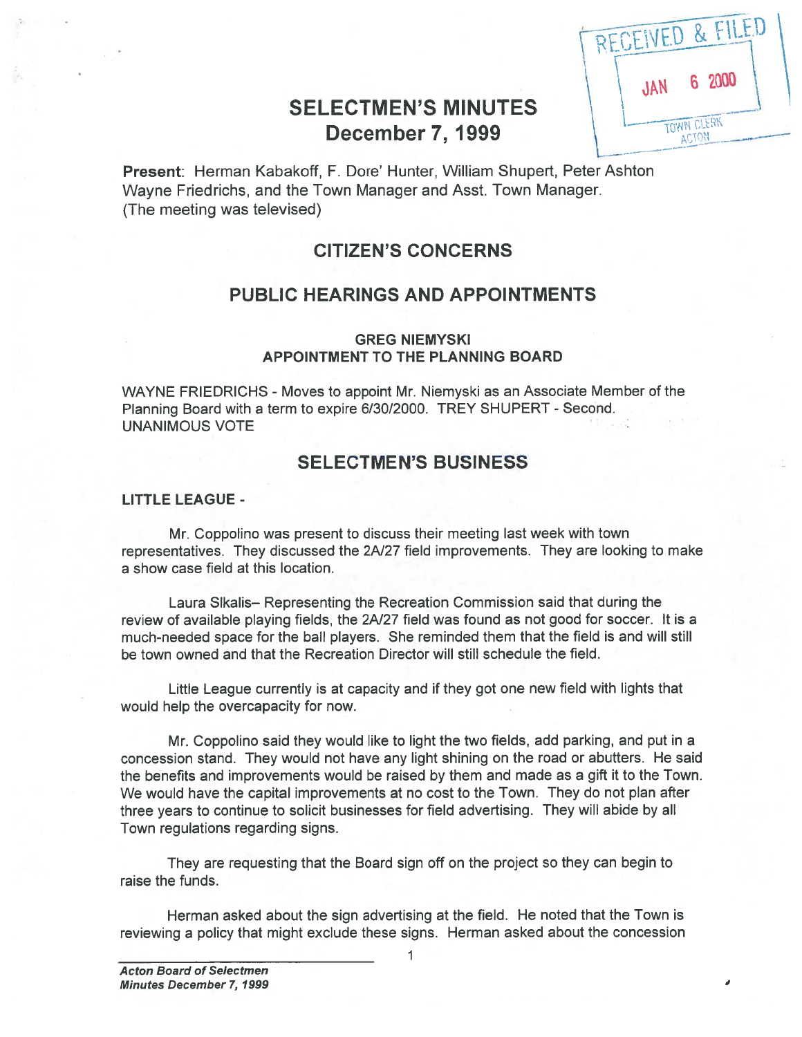RECEIVED & FILED
JAN 6 2000
TOWN CLERK ACTON

# SELECTMEN'S MINUTES
# December 7, 1999

**Present**: Herman Kabakoff, F. Dore' Hunter, William Shupert, Peter Ashton Wayne Friedrichs, and the Town Manager and Asst. Town Manager.
(The meeting was televised)

## CITIZEN'S CONCERNS

## PUBLIC HEARINGS AND APPOINTMENTS

### GREG NIEMYSKI
### APPOINTMENT TO THE PLANNING BOARD

WAYNE FRIEDRICHS - Moves to appoint Mr. Niemyski as an Associate Member of the Planning Board with a term to expire 6/30/2000. TREY SHUPERT - Second. UNANIMOUS VOTE

## SELECTMEN'S BUSINESS

**LITTLE LEAGUE -**

Mr. Coppolino was present to discuss their meeting last week with town representatives. They discussed the 2A/27 field improvements. They are looking to make a show case field at this location.

Laura Slkalis– Representing the Recreation Commission said that during the review of available playing fields, the 2A/27 field was found as not good for soccer. It is a much-needed space for the ball players. She reminded them that the field is and will still be town owned and that the Recreation Director will still schedule the field.

Little League currently is at capacity and if they got one new field with lights that would help the overcapacity for now.

Mr. Coppolino said they would like to light the two fields, add parking, and put in a concession stand. They would not have any light shining on the road or abutters. He said the benefits and improvements would be raised by them and made as a gift it to the Town. We would have the capital improvements at no cost to the Town. They do not plan after three years to continue to solicit businesses for field advertising. They will abide by all Town regulations regarding signs.

They are requesting that the Board sign off on the project so they can begin to raise the funds.

Herman asked about the sign advertising at the field. He noted that the Town is reviewing a policy that might exclude these signs. Herman asked about the concession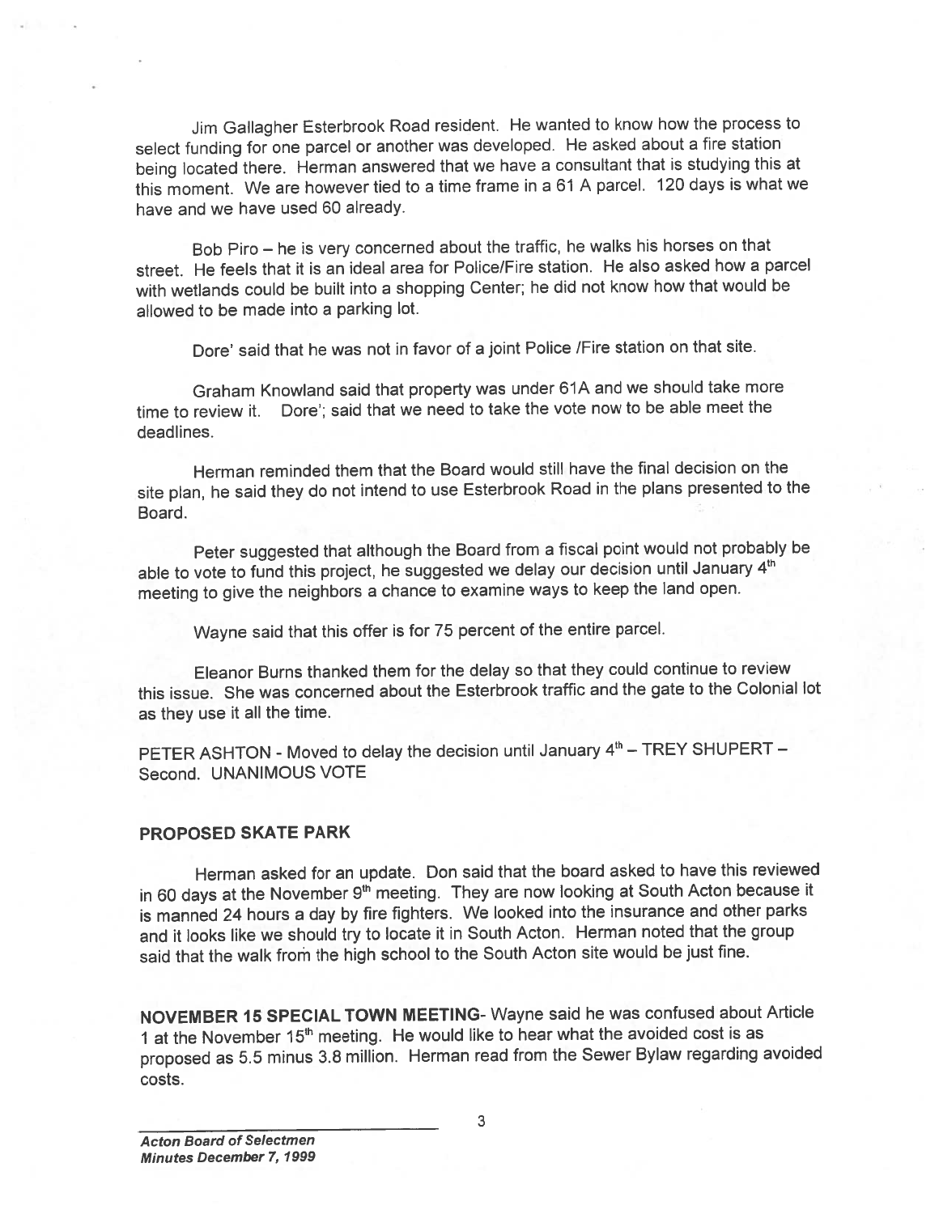Jim Gallagher Esterbrook Road resident. He wanted to know how the process to select funding for one parcel or another was developed. He asked about a fire station being located there. Herman answered that we have a consultant that is studying this at this moment. We are however tied to a time frame in a 61 A parcel. 120 days is what we have and we have used 60 already.

Bob Piro – he is very concerned about the traffic, he walks his horses on that street. He feels that it is an ideal area for Police/Fire station. He also asked how a parcel with wetlands could be built into a shopping Center; he did not know how that would be allowed to be made into a parking lot.

Dore' said that he was not in favor of a joint Police /Fire station on that site.

Graham Knowland said that property was under 61A and we should take more time to review it. Dore'; said that we need to take the vote now to be able meet the deadlines.

Herman reminded them that the Board would still have the final decision on the site plan, he said they do not intend to use Esterbrook Road in the plans presented to the Board.

Peter suggested that although the Board from a fiscal point would not probably be able to vote to fund this project, he suggested we delay our decision until January 4th meeting to give the neighbors a chance to examine ways to keep the land open.

Wayne said that this offer is for 75 percent of the entire parcel.

Eleanor Burns thanked them for the delay so that they could continue to review this issue. She was concerned about the Esterbrook traffic and the gate to the Colonial lot as they use it all the time.

PETER ASHTON - Moved to delay the decision until January 4th – TREY SHUPERT – Second. UNANIMOUS VOTE

## PROPOSED SKATE PARK

Herman asked for an update. Don said that the board asked to have this reviewed in 60 days at the November 9th meeting. They are now looking at South Acton because it is manned 24 hours a day by fire fighters. We looked into the insurance and other parks and it looks like we should try to locate it in South Acton. Herman noted that the group said that the walk from the high school to the South Acton site would be just fine.

**NOVEMBER 15 SPECIAL TOWN MEETING**- Wayne said he was confused about Article 1 at the November 15th meeting. He would like to hear what the avoided cost is as proposed as 5.5 minus 3.8 million. Herman read from the Sewer Bylaw regarding avoided costs.

*Acton Board of Selectmen*
*Minutes December 7, 1999*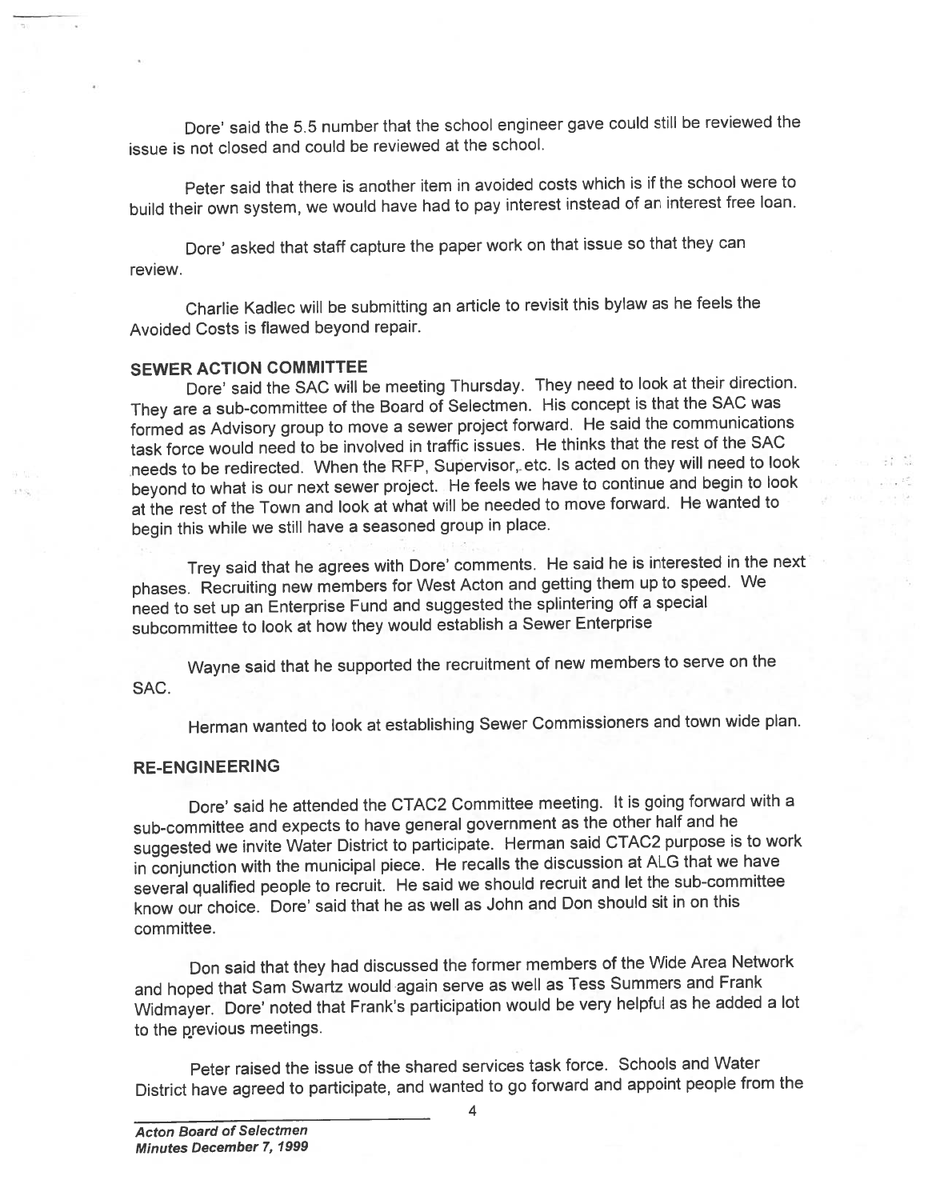Dore' said the 5.5 number that the school engineer gave could still be reviewed the issue is not closed and could be reviewed at the school.

Peter said that there is another item in avoided costs which is if the school were to build their own system, we would have had to pay interest instead of an interest free loan.

Dore' asked that staff capture the paper work on that issue so that they can review.

Charlie Kadlec will be submitting an article to revisit this bylaw as he feels the Avoided Costs is flawed beyond repair.

**SEWER ACTION COMMITTEE**

Dore' said the SAC will be meeting Thursday. They need to look at their direction. They are a sub-committee of the Board of Selectmen. His concept is that the SAC was formed as Advisory group to move a sewer project forward. He said the communications task force would need to be involved in traffic issues. He thinks that the rest of the SAC needs to be redirected. When the RFP, Supervisor, etc. Is acted on they will need to look beyond to what is our next sewer project. He feels we have to continue and begin to look at the rest of the Town and look at what will be needed to move forward. He wanted to begin this while we still have a seasoned group in place.

Trey said that he agrees with Dore' comments. He said he is interested in the next phases. Recruiting new members for West Acton and getting them up to speed. We need to set up an Enterprise Fund and suggested the splintering off a special subcommittee to look at how they would establish a Sewer Enterprise

Wayne said that he supported the recruitment of new members to serve on the SAC.

Herman wanted to look at establishing Sewer Commissioners and town wide plan.

**RE-ENGINEERING**

Dore' said he attended the CTAC2 Committee meeting. It is going forward with a sub-committee and expects to have general government as the other half and he suggested we invite Water District to participate. Herman said CTAC2 purpose is to work in conjunction with the municipal piece. He recalls the discussion at ALG that we have several qualified people to recruit. He said we should recruit and let the sub-committee know our choice. Dore' said that he as well as John and Don should sit in on this committee.

Don said that they had discussed the former members of the Wide Area Network and hoped that Sam Swartz would again serve as well as Tess Summers and Frank Widmayer. Dore' noted that Frank's participation would be very helpful as he added a lot to the previous meetings.

Peter raised the issue of the shared services task force. Schools and Water District have agreed to participate, and wanted to go forward and appoint people from the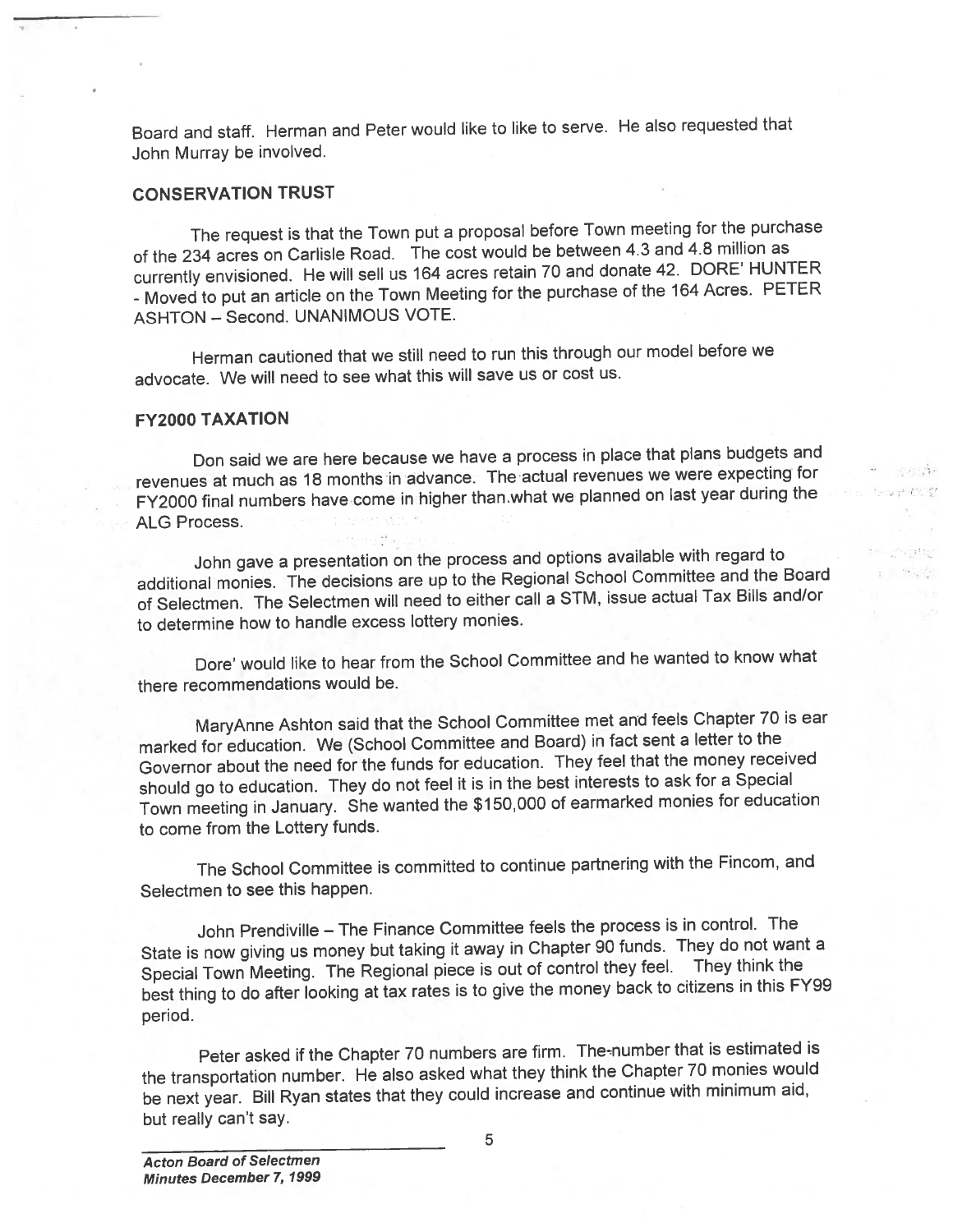Board and staff. Herman and Peter would like to like to serve. He also requested that John Murray be involved.

## CONSERVATION TRUST

The request is that the Town put a proposal before Town meeting for the purchase of the 234 acres on Carlisle Road. The cost would be between 4.3 and 4.8 million as currently envisioned. He will sell us 164 acres retain 70 and donate 42. DORE' HUNTER - Moved to put an article on the Town Meeting for the purchase of the 164 Acres. PETER ASHTON – Second. UNANIMOUS VOTE.

Herman cautioned that we still need to run this through our model before we advocate. We will need to see what this will save us or cost us.

## FY2000 TAXATION

Don said we are here because we have a process in place that plans budgets and revenues at much as 18 months in advance. The actual revenues we were expecting for FY2000 final numbers have come in higher than what we planned on last year during the ALG Process.

John gave a presentation on the process and options available with regard to additional monies. The decisions are up to the Regional School Committee and the Board of Selectmen. The Selectmen will need to either call a STM, issue actual Tax Bills and/or to determine how to handle excess lottery monies.

Dore' would like to hear from the School Committee and he wanted to know what there recommendations would be.

MaryAnne Ashton said that the School Committee met and feels Chapter 70 is ear marked for education. We (School Committee and Board) in fact sent a letter to the Governor about the need for the funds for education. They feel that the money received should go to education. They do not feel it is in the best interests to ask for a Special Town meeting in January. She wanted the $150,000 of earmarked monies for education to come from the Lottery funds.

The School Committee is committed to continue partnering with the Fincom, and Selectmen to see this happen.

John Prendiville – The Finance Committee feels the process is in control. The State is now giving us money but taking it away in Chapter 90 funds. They do not want a Special Town Meeting. The Regional piece is out of control they feel. They think the best thing to do after looking at tax rates is to give the money back to citizens in this FY99 period.

Peter asked if the Chapter 70 numbers are firm. The number that is estimated is the transportation number. He also asked what they think the Chapter 70 monies would be next year. Bill Ryan states that they could increase and continue with minimum aid, but really can't say.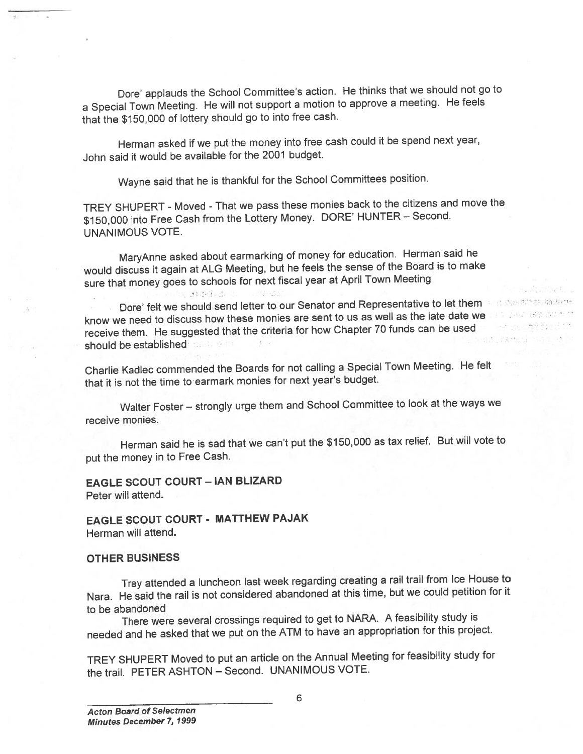Dore' applauds the School Committee's action. He thinks that we should not go to a Special Town Meeting. He will not support a motion to approve a meeting. He feels that the $150,000 of lottery should go to into free cash.

Herman asked if we put the money into free cash could it be spend next year, John said it would be available for the 2001 budget.

Wayne said that he is thankful for the School Committees position.

TREY SHUPERT - Moved - That we pass these monies back to the citizens and move the $150,000 into Free Cash from the Lottery Money. DORE' HUNTER – Second. UNANIMOUS VOTE.

MaryAnne asked about earmarking of money for education. Herman said he would discuss it again at ALG Meeting, but he feels the sense of the Board is to make sure that money goes to schools for next fiscal year at April Town Meeting

Dore' felt we should send letter to our Senator and Representative to let them know we need to discuss how these monies are sent to us as well as the late date we receive them. He suggested that the criteria for how Chapter 70 funds can be used should be established

Charlie Kadlec commended the Boards for not calling a Special Town Meeting. He felt that it is not the time to earmark monies for next year's budget.

Walter Foster – strongly urge them and School Committee to look at the ways we receive monies.

Herman said he is sad that we can't put the $150,000 as tax relief. But will vote to put the money in to Free Cash.

**EAGLE SCOUT COURT – IAN BLIZARD**
Peter will attend.

**EAGLE SCOUT COURT - MATTHEW PAJAK**
Herman will attend.

**OTHER BUSINESS**

Trey attended a luncheon last week regarding creating a rail trail from Ice House to Nara. He said the rail is not considered abandoned at this time, but we could petition for it to be abandoned

There were several crossings required to get to NARA. A feasibility study is needed and he asked that we put on the ATM to have an appropriation for this project.

TREY SHUPERT Moved to put an article on the Annual Meeting for feasibility study for the trail. PETER ASHTON – Second. UNANIMOUS VOTE.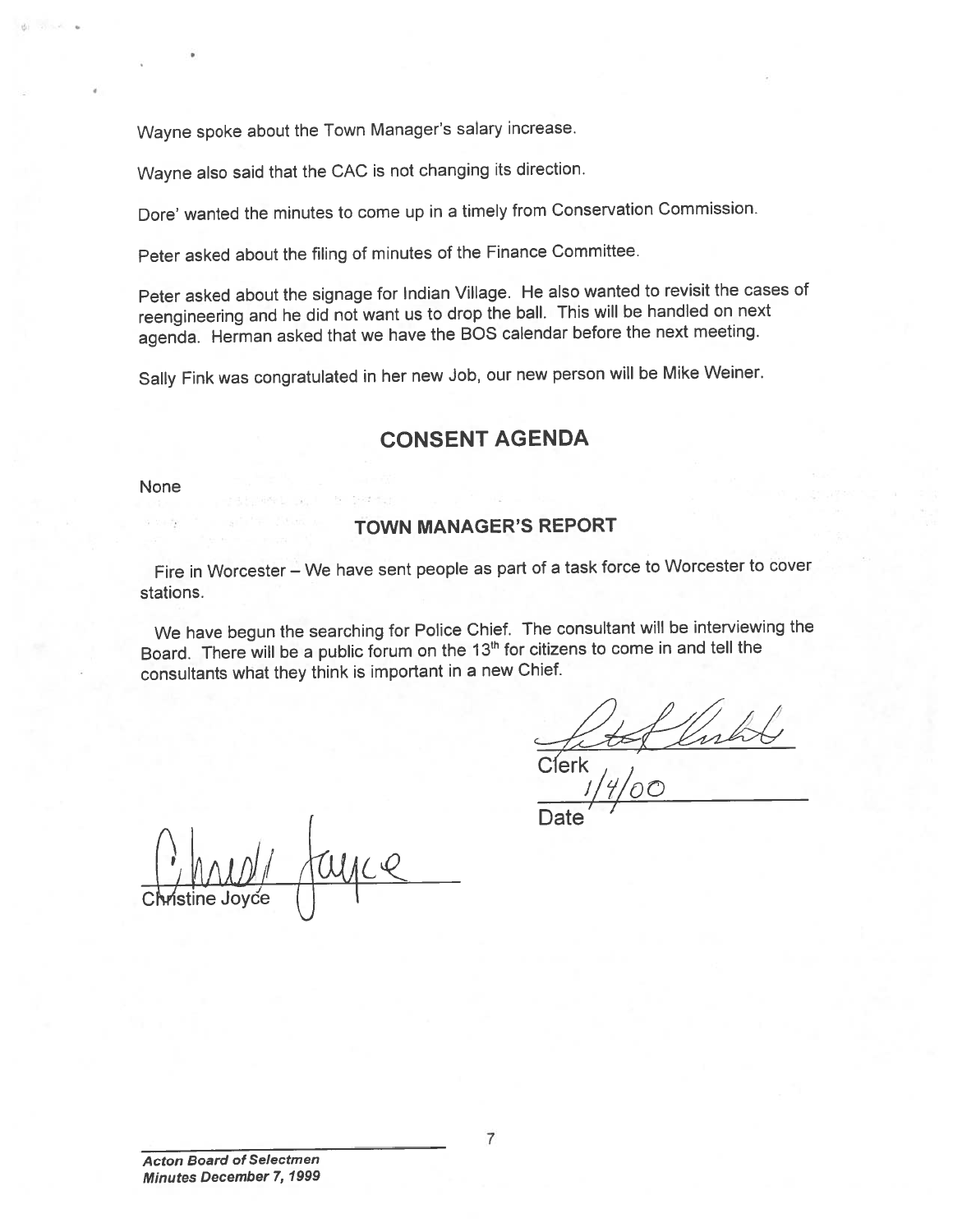Wayne spoke about the Town Manager's salary increase.

Wayne also said that the CAC is not changing its direction.

Dore' wanted the minutes to come up in a timely from Conservation Commission.

Peter asked about the filing of minutes of the Finance Committee.

Peter asked about the signage for Indian Village. He also wanted to revisit the cases of reengineering and he did not want us to drop the ball. This will be handled on next agenda. Herman asked that we have the BOS calendar before the next meeting.

Sally Fink was congratulated in her new Job, our new person will be Mike Weiner.

## CONSENT AGENDA

None

### TOWN MANAGER'S REPORT

Fire in Worcester – We have sent people as part of a task force to Worcester to cover stations.

We have begun the searching for Police Chief. The consultant will be interviewing the Board. There will be a public forum on the 13th for citizens to come in and tell the consultants what they think is important in a new Chief.

Clerk

1/4/00

Date

Christine Joyce

*Acton Board of Selectmen*
*Minutes December 7, 1999*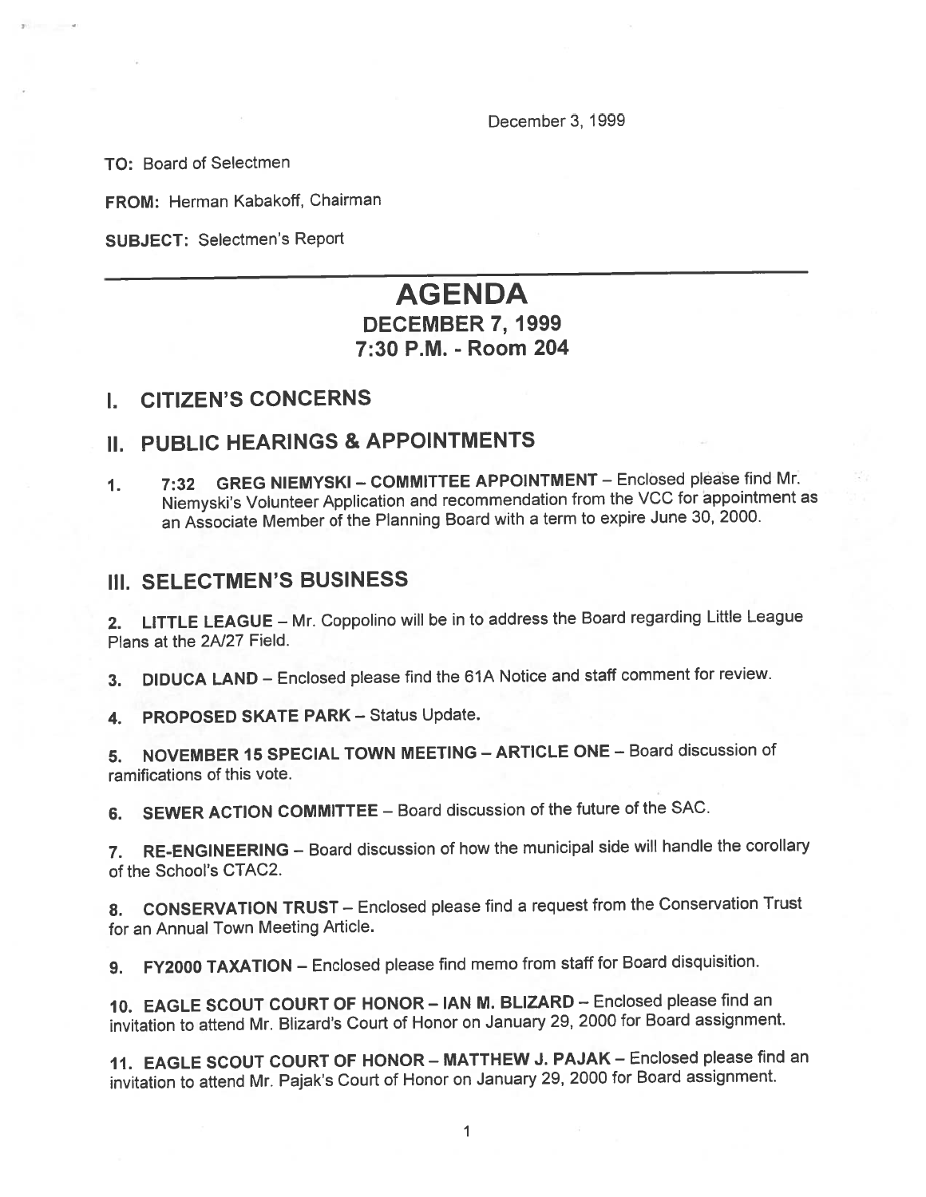December 3, 1999

**TO:** Board of Selectmen

**FROM:** Herman Kabakoff, Chairman

**SUBJECT:** Selectmen's Report

---

# AGENDA
## DECEMBER 7, 1999
## 7:30 P.M. - Room 204

## I. CITIZEN'S CONCERNS

## II. PUBLIC HEARINGS & APPOINTMENTS

1. **7:32 GREG NIEMYSKI – COMMITTEE APPOINTMENT** – Enclosed please find Mr. Niemyski's Volunteer Application and recommendation from the VCC for appointment as an Associate Member of the Planning Board with a term to expire June 30, 2000.

## III. SELECTMEN'S BUSINESS

2. **LITTLE LEAGUE** – Mr. Coppolino will be in to address the Board regarding Little League Plans at the 2A/27 Field.

3. **DIDUCA LAND** – Enclosed please find the 61A Notice and staff comment for review.

4. **PROPOSED SKATE PARK** – Status Update.

5. **NOVEMBER 15 SPECIAL TOWN MEETING – ARTICLE ONE** – Board discussion of ramifications of this vote.

6. **SEWER ACTION COMMITTEE** – Board discussion of the future of the SAC.

7. **RE-ENGINEERING** – Board discussion of how the municipal side will handle the corollary of the School's CTAC2.

8. **CONSERVATION TRUST** – Enclosed please find a request from the Conservation Trust for an Annual Town Meeting Article.

9. **FY2000 TAXATION** – Enclosed please find memo from staff for Board disquisition.

10. **EAGLE SCOUT COURT OF HONOR – IAN M. BLIZARD** – Enclosed please find an invitation to attend Mr. Blizard's Court of Honor on January 29, 2000 for Board assignment.

11. **EAGLE SCOUT COURT OF HONOR – MATTHEW J. PAJAK** – Enclosed please find an invitation to attend Mr. Pajak's Court of Honor on January 29, 2000 for Board assignment.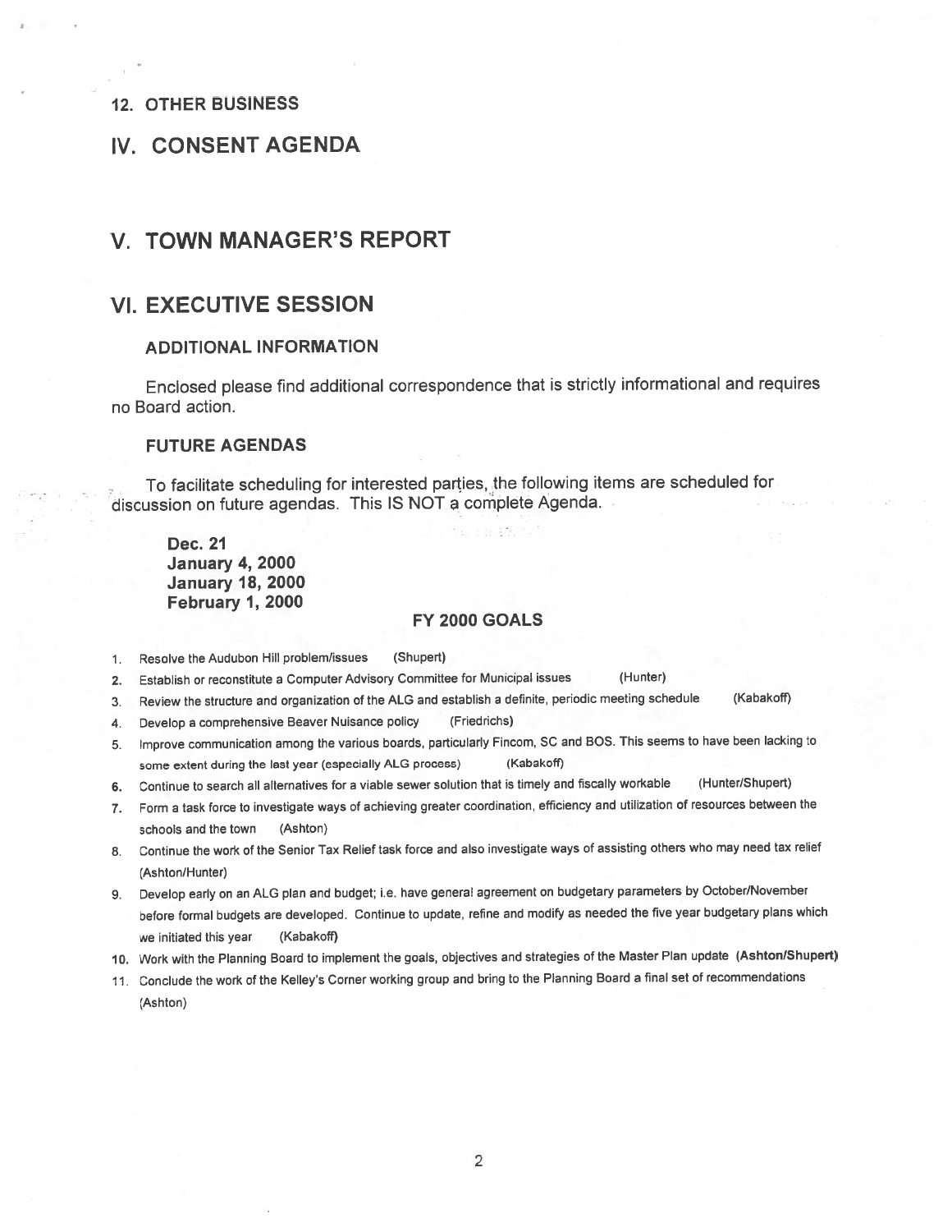## 12. OTHER BUSINESS

# IV. CONSENT AGENDA

# V. TOWN MANAGER'S REPORT

# VI. EXECUTIVE SESSION

### ADDITIONAL INFORMATION

Enclosed please find additional correspondence that is strictly informational and requires no Board action.

### FUTURE AGENDAS

To facilitate scheduling for interested parties, the following items are scheduled for discussion on future agendas. This IS NOT a complete Agenda.

**Dec. 21**
**January 4, 2000**
**January 18, 2000**
**February 1, 2000**

### FY 2000 GOALS

1. Resolve the Audubon Hill problem/issues (Shupert)
2. Establish or reconstitute a Computer Advisory Committee for Municipal issues (Hunter)
3. Review the structure and organization of the ALG and establish a definite, periodic meeting schedule (Kabakoff)
4. Develop a comprehensive Beaver Nuisance policy (Friedrichs)
5. Improve communication among the various boards, particularly Fincom, SC and BOS. This seems to have been lacking to some extent during the last year (especially ALG process) (Kabakoff)
6. Continue to search all alternatives for a viable sewer solution that is timely and fiscally workable (Hunter/Shupert)
7. Form a task force to investigate ways of achieving greater coordination, efficiency and utilization of resources between the schools and the town (Ashton)
8. Continue the work of the Senior Tax Relief task force and also investigate ways of assisting others who may need tax relief (Ashton/Hunter)
9. Develop early on an ALG plan and budget; i.e. have general agreement on budgetary parameters by October/November before formal budgets are developed. Continue to update, refine and modify as needed the five year budgetary plans which we initiated this year (Kabakoff)
10. Work with the Planning Board to implement the goals, objectives and strategies of the Master Plan update **(Ashton/Shupert)**
11. Conclude the work of the Kelley's Corner working group and bring to the Planning Board a final set of recommendations (Ashton)